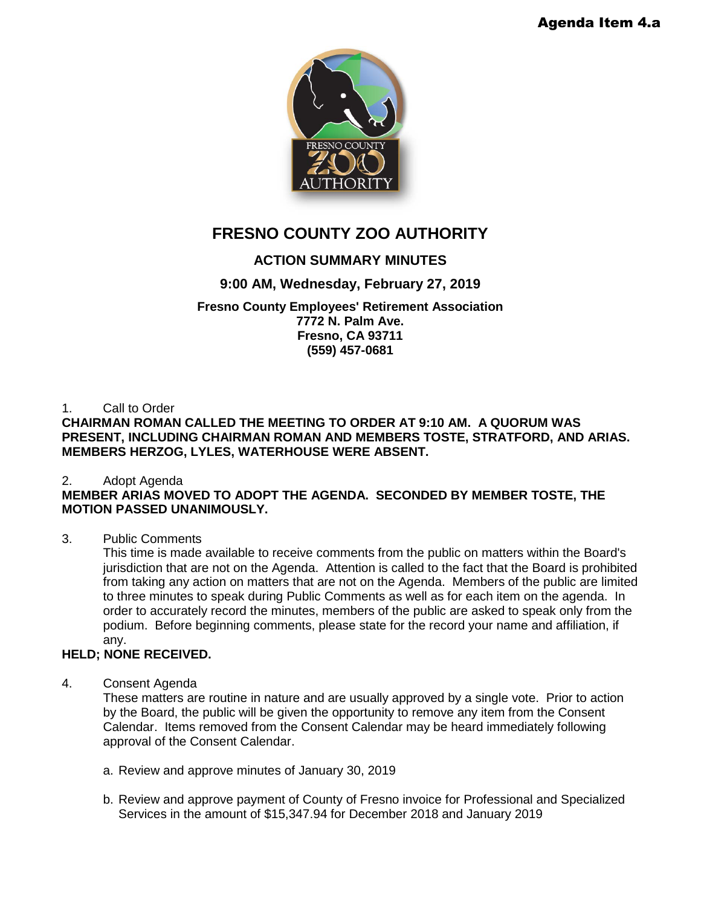Agenda Item 4.a

# FRESNO COUNTY ZOO AUTHORITY

## ACTION SUMMARY MINUTES

### 9:00 AM, Wednesday, February 27, 2019

**Fresno County Employees' Retirement Association**
**7772 N. Palm Ave.**
**Fresno, CA 93711**
**(559) 457-0681**

1. Call to Order

**CHAIRMAN ROMAN CALLED THE MEETING TO ORDER AT 9:10 AM. A QUORUM WAS PRESENT, INCLUDING CHAIRMAN ROMAN AND MEMBERS TOSTE, STRATFORD, AND ARIAS. MEMBERS HERZOG, LYLES, WATERHOUSE WERE ABSENT.**

2. Adopt Agenda

**MEMBER ARIAS MOVED TO ADOPT THE AGENDA. SECONDED BY MEMBER TOSTE, THE MOTION PASSED UNANIMOUSLY.**

3. Public Comments

This time is made available to receive comments from the public on matters within the Board's jurisdiction that are not on the Agenda. Attention is called to the fact that the Board is prohibited from taking any action on matters that are not on the Agenda. Members of the public are limited to three minutes to speak during Public Comments as well as for each item on the agenda. In order to accurately record the minutes, members of the public are asked to speak only from the podium. Before beginning comments, please state for the record your name and affiliation, if any.

**HELD; NONE RECEIVED.**

4. Consent Agenda

These matters are routine in nature and are usually approved by a single vote. Prior to action by the Board, the public will be given the opportunity to remove any item from the Consent Calendar. Items removed from the Consent Calendar may be heard immediately following approval of the Consent Calendar.

a. Review and approve minutes of January 30, 2019

b. Review and approve payment of County of Fresno invoice for Professional and Specialized Services in the amount of $15,347.94 for December 2018 and January 2019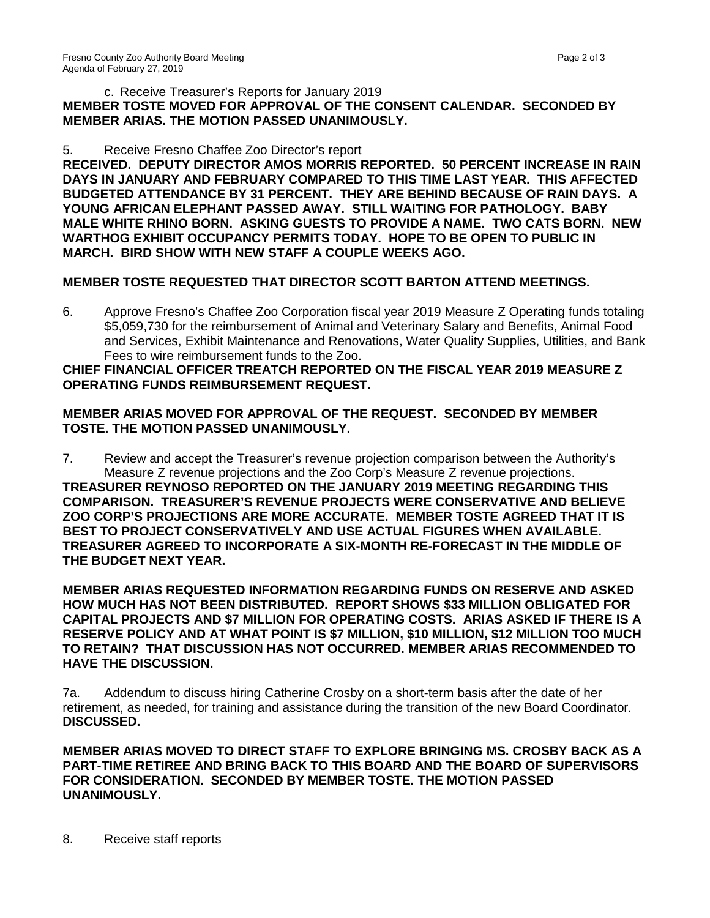c. Receive Treasurer's Reports for January 2019

**MEMBER TOSTE MOVED FOR APPROVAL OF THE CONSENT CALENDAR. SECONDED BY MEMBER ARIAS. THE MOTION PASSED UNANIMOUSLY.**

5. Receive Fresno Chaffee Zoo Director's report

**RECEIVED. DEPUTY DIRECTOR AMOS MORRIS REPORTED. 50 PERCENT INCREASE IN RAIN DAYS IN JANUARY AND FEBRUARY COMPARED TO THIS TIME LAST YEAR. THIS AFFECTED BUDGETED ATTENDANCE BY 31 PERCENT. THEY ARE BEHIND BECAUSE OF RAIN DAYS. A YOUNG AFRICAN ELEPHANT PASSED AWAY. STILL WAITING FOR PATHOLOGY. BABY MALE WHITE RHINO BORN. ASKING GUESTS TO PROVIDE A NAME. TWO CATS BORN. NEW WARTHOG EXHIBIT OCCUPANCY PERMITS TODAY. HOPE TO BE OPEN TO PUBLIC IN MARCH. BIRD SHOW WITH NEW STAFF A COUPLE WEEKS AGO.**

**MEMBER TOSTE REQUESTED THAT DIRECTOR SCOTT BARTON ATTEND MEETINGS.**

6. Approve Fresno's Chaffee Zoo Corporation fiscal year 2019 Measure Z Operating funds totaling $5,059,730 for the reimbursement of Animal and Veterinary Salary and Benefits, Animal Food and Services, Exhibit Maintenance and Renovations, Water Quality Supplies, Utilities, and Bank Fees to wire reimbursement funds to the Zoo.

**CHIEF FINANCIAL OFFICER TREATCH REPORTED ON THE FISCAL YEAR 2019 MEASURE Z OPERATING FUNDS REIMBURSEMENT REQUEST.**

**MEMBER ARIAS MOVED FOR APPROVAL OF THE REQUEST. SECONDED BY MEMBER TOSTE. THE MOTION PASSED UNANIMOUSLY.**

7. Review and accept the Treasurer's revenue projection comparison between the Authority's Measure Z revenue projections and the Zoo Corp's Measure Z revenue projections.

**TREASURER REYNOSO REPORTED ON THE JANUARY 2019 MEETING REGARDING THIS COMPARISON. TREASURER'S REVENUE PROJECTS WERE CONSERVATIVE AND BELIEVE ZOO CORP'S PROJECTIONS ARE MORE ACCURATE. MEMBER TOSTE AGREED THAT IT IS BEST TO PROJECT CONSERVATIVELY AND USE ACTUAL FIGURES WHEN AVAILABLE. TREASURER AGREED TO INCORPORATE A SIX-MONTH RE-FORECAST IN THE MIDDLE OF THE BUDGET NEXT YEAR.**

**MEMBER ARIAS REQUESTED INFORMATION REGARDING FUNDS ON RESERVE AND ASKED HOW MUCH HAS NOT BEEN DISTRIBUTED. REPORT SHOWS $33 MILLION OBLIGATED FOR CAPITAL PROJECTS AND $7 MILLION FOR OPERATING COSTS. ARIAS ASKED IF THERE IS A RESERVE POLICY AND AT WHAT POINT IS $7 MILLION, $10 MILLION, $12 MILLION TOO MUCH TO RETAIN? THAT DISCUSSION HAS NOT OCCURRED. MEMBER ARIAS RECOMMENDED TO HAVE THE DISCUSSION.**

7a. Addendum to discuss hiring Catherine Crosby on a short-term basis after the date of her retirement, as needed, for training and assistance during the transition of the new Board Coordinator. **DISCUSSED.**

**MEMBER ARIAS MOVED TO DIRECT STAFF TO EXPLORE BRINGING MS. CROSBY BACK AS A PART-TIME RETIREE AND BRING BACK TO THIS BOARD AND THE BOARD OF SUPERVISORS FOR CONSIDERATION. SECONDED BY MEMBER TOSTE. THE MOTION PASSED UNANIMOUSLY.**

8. Receive staff reports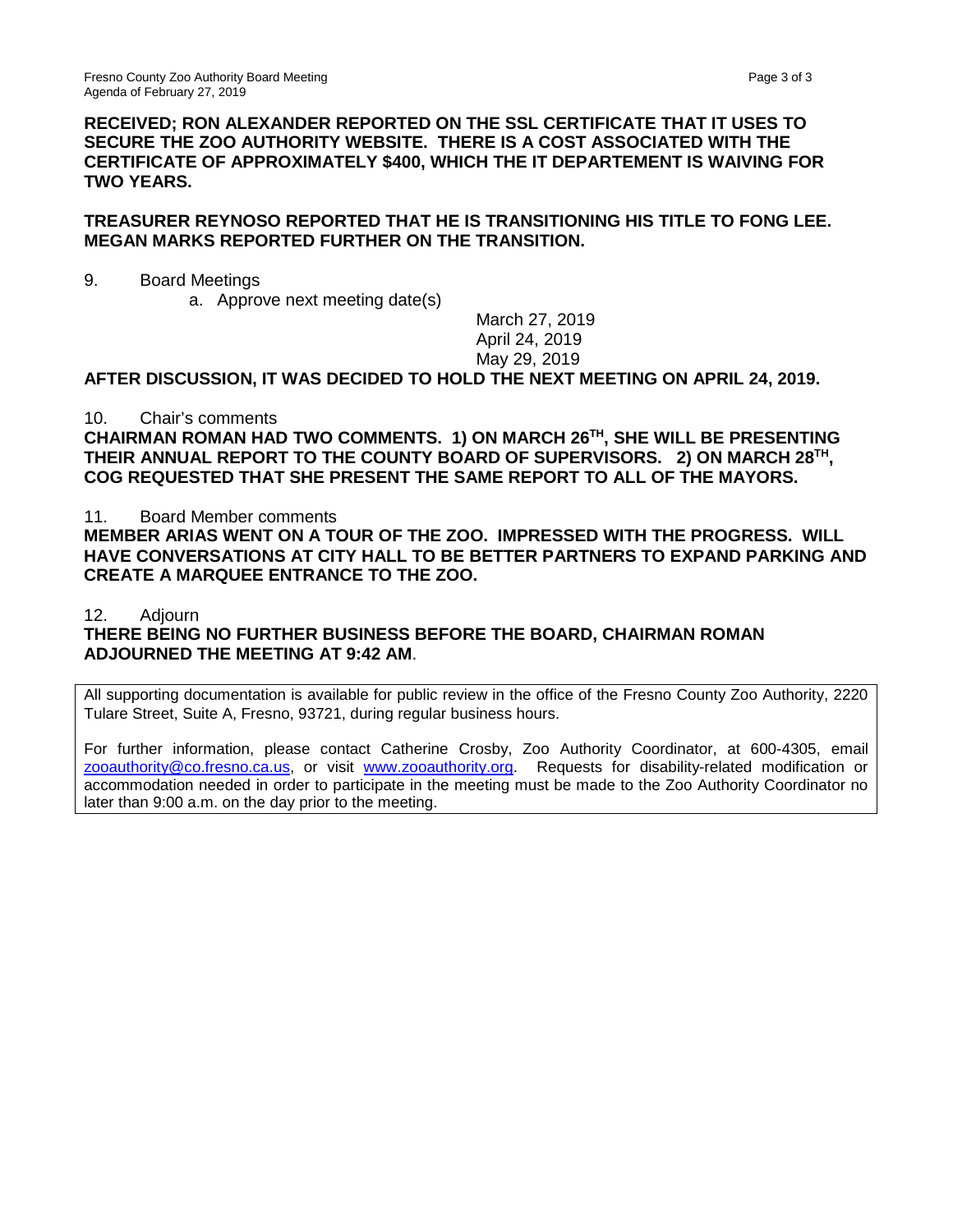**RECEIVED; RON ALEXANDER REPORTED ON THE SSL CERTIFICATE THAT IT USES TO SECURE THE ZOO AUTHORITY WEBSITE. THERE IS A COST ASSOCIATED WITH THE CERTIFICATE OF APPROXIMATELY $400, WHICH THE IT DEPARTEMENT IS WAIVING FOR TWO YEARS.**

**TREASURER REYNOSO REPORTED THAT HE IS TRANSITIONING HIS TITLE TO FONG LEE. MEGAN MARKS REPORTED FURTHER ON THE TRANSITION.**

9. Board Meetings
   a. Approve next meeting date(s)

      March 27, 2019
      April 24, 2019
      May 29, 2019

**AFTER DISCUSSION, IT WAS DECIDED TO HOLD THE NEXT MEETING ON APRIL 24, 2019.**

10. Chair's comments

**CHAIRMAN ROMAN HAD TWO COMMENTS. 1) ON MARCH 26TH, SHE WILL BE PRESENTING THEIR ANNUAL REPORT TO THE COUNTY BOARD OF SUPERVISORS. 2) ON MARCH 28TH, COG REQUESTED THAT SHE PRESENT THE SAME REPORT TO ALL OF THE MAYORS.**

11. Board Member comments

**MEMBER ARIAS WENT ON A TOUR OF THE ZOO. IMPRESSED WITH THE PROGRESS. WILL HAVE CONVERSATIONS AT CITY HALL TO BE BETTER PARTNERS TO EXPAND PARKING AND CREATE A MARQUEE ENTRANCE TO THE ZOO.**

12. Adjourn

**THERE BEING NO FURTHER BUSINESS BEFORE THE BOARD, CHAIRMAN ROMAN ADJOURNED THE MEETING AT 9:42 AM**.

All supporting documentation is available for public review in the office of the Fresno County Zoo Authority, 2220 Tulare Street, Suite A, Fresno, 93721, during regular business hours.

For further information, please contact Catherine Crosby, Zoo Authority Coordinator, at 600-4305, email zooauthority@co.fresno.ca.us, or visit www.zooauthority.org. Requests for disability-related modification or accommodation needed in order to participate in the meeting must be made to the Zoo Authority Coordinator no later than 9:00 a.m. on the day prior to the meeting.